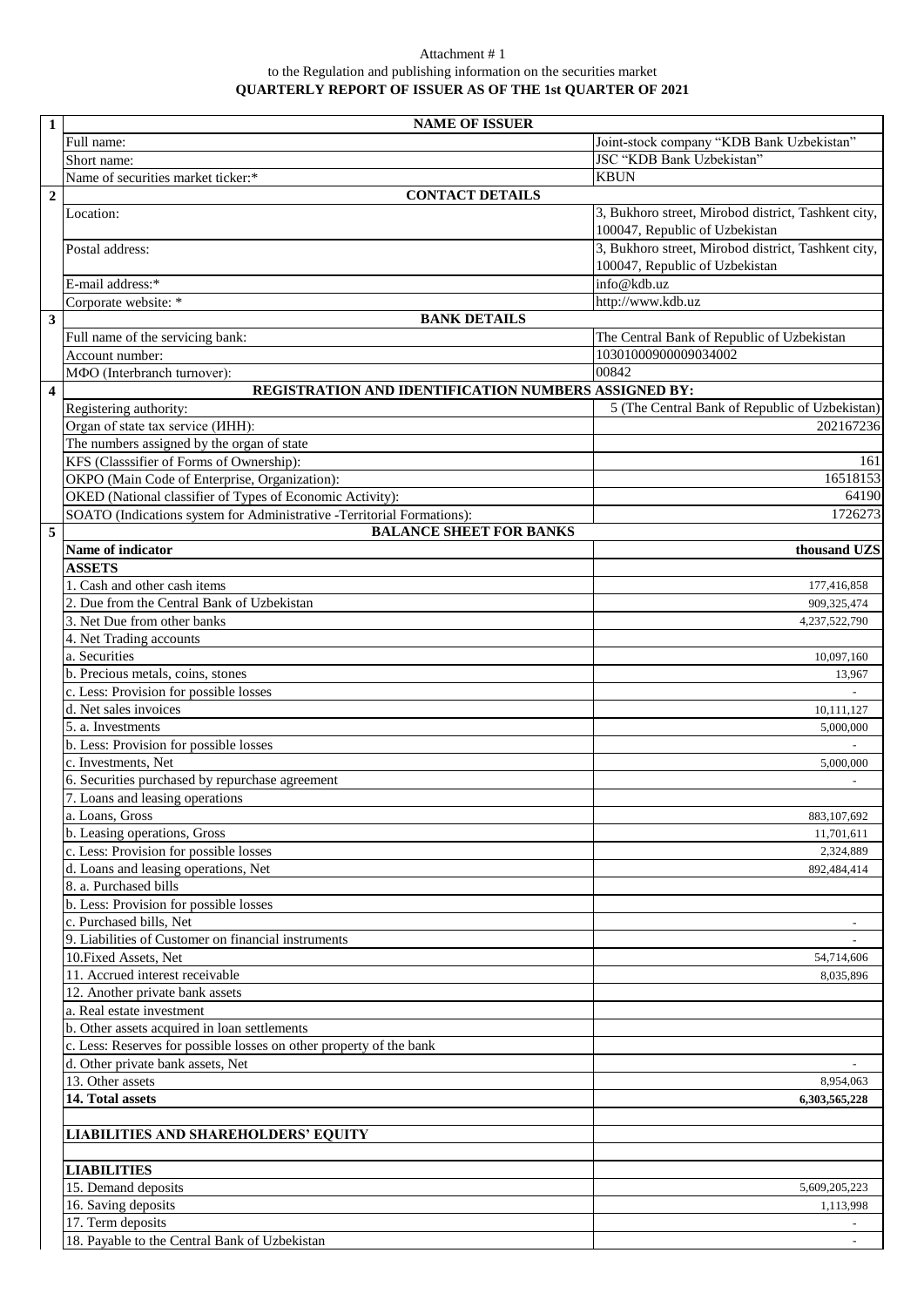Attachment # 1

to the Regulation and publishing information on the securities market

**QUARTERLY REPORT OF ISSUER AS OF THE 1st QUARTER OF 2021**

| | | |
|---|---|---|
| **1** | **NAME OF ISSUER** | |
| | Full name: | Joint-stock company “KDB Bank Uzbekistan” |
| | Short name: | JSC “KDB Bank Uzbekistan” |
| | Name of securities market ticker:* | KBUN |
| **2** | **CONTACT DETAILS** | |
| | Location: | 3, Bukhoro street, Mirobod district, Tashkent city, 100047, Republic of Uzbekistan |
| | Postal address: | 3, Bukhoro street, Mirobod district, Tashkent city, 100047, Republic of Uzbekistan |
| | E-mail address:* | info@kdb.uz |
| | Corporate website: * | http://www.kdb.uz |
| **3** | **BANK DETAILS** | |
| | Full name of the servicing bank: | The Central Bank of Republic of Uzbekistan |
| | Account number: | 10301000900009034002 |
| | МФО (Interbranch turnover): | 00842 |
| **4** | **REGISTRATION AND IDENTIFICATION NUMBERS ASSIGNED BY:** | |
| | Registering authority: | 5 (The Central Bank of Republic of Uzbekistan) |
| | Organ of state tax service (ИНН): | 202167236 |
| | The numbers assigned by the organ of state | |
| | KFS (Classsifier of Forms of Ownership): | 161 |
| | OKPO (Main Code of Enterprise, Organization): | 16518153 |
| | OKED (National classifier of Types of Economic Activity): | 64190 |
| | SOATO (Indications system for Administrative -Territorial Formations): | 1726273 |
| **5** | **BALANCE SHEET FOR BANKS** | |
| | **Name of indicator** | **thousand UZS** |
| | **ASSETS** | |
| | 1. Cash and other cash items | 177,416,858 |
| | 2. Due from the Central Bank of Uzbekistan | 909,325,474 |
| | 3. Net Due from other banks | 4,237,522,790 |
| | 4. Net Trading accounts | |
| | a. Securities | 10,097,160 |
| | b. Precious metals, coins, stones | 13,967 |
| | c. Less: Provision for possible losses | - |
| | d. Net sales invoices | 10,111,127 |
| | 5. a. Investments | 5,000,000 |
| | b. Less: Provision for possible losses | - |
| | c. Investments, Net | 5,000,000 |
| | 6. Securities purchased by repurchase agreement | - |
| | 7. Loans and leasing operations | |
| | a. Loans, Gross | 883,107,692 |
| | b. Leasing operations, Gross | 11,701,611 |
| | c. Less: Provision for possible losses | 2,324,889 |
| | d. Loans and leasing operations, Net | 892,484,414 |
| | 8. a. Purchased bills | |
| | b. Less: Provision for possible losses | |
| | c. Purchased bills, Net | - |
| | 9. Liabilities of Customer on financial instruments | - |
| | 10.Fixed Assets, Net | 54,714,606 |
| | 11. Accrued interest receivable | 8,035,896 |
| | 12. Another private bank assets | |
| | a. Real estate investment | |
| | b. Other assets acquired in loan settlements | |
| | c. Less: Reserves for possible losses on other property of the bank | |
| | d. Other private bank assets, Net | - |
| | 13. Other assets | 8,954,063 |
| | **14. Total assets** | **6,303,565,228** |
| | | |
| | **LIABILITIES AND SHAREHOLDERS' EQUITY** | |
| | | |
| | **LIABILITIES** | |
| | 15. Demand deposits | 5,609,205,223 |
| | 16. Saving deposits | 1,113,998 |
| | 17. Term deposits | - |
| | 18. Payable to the Central Bank of Uzbekistan | - |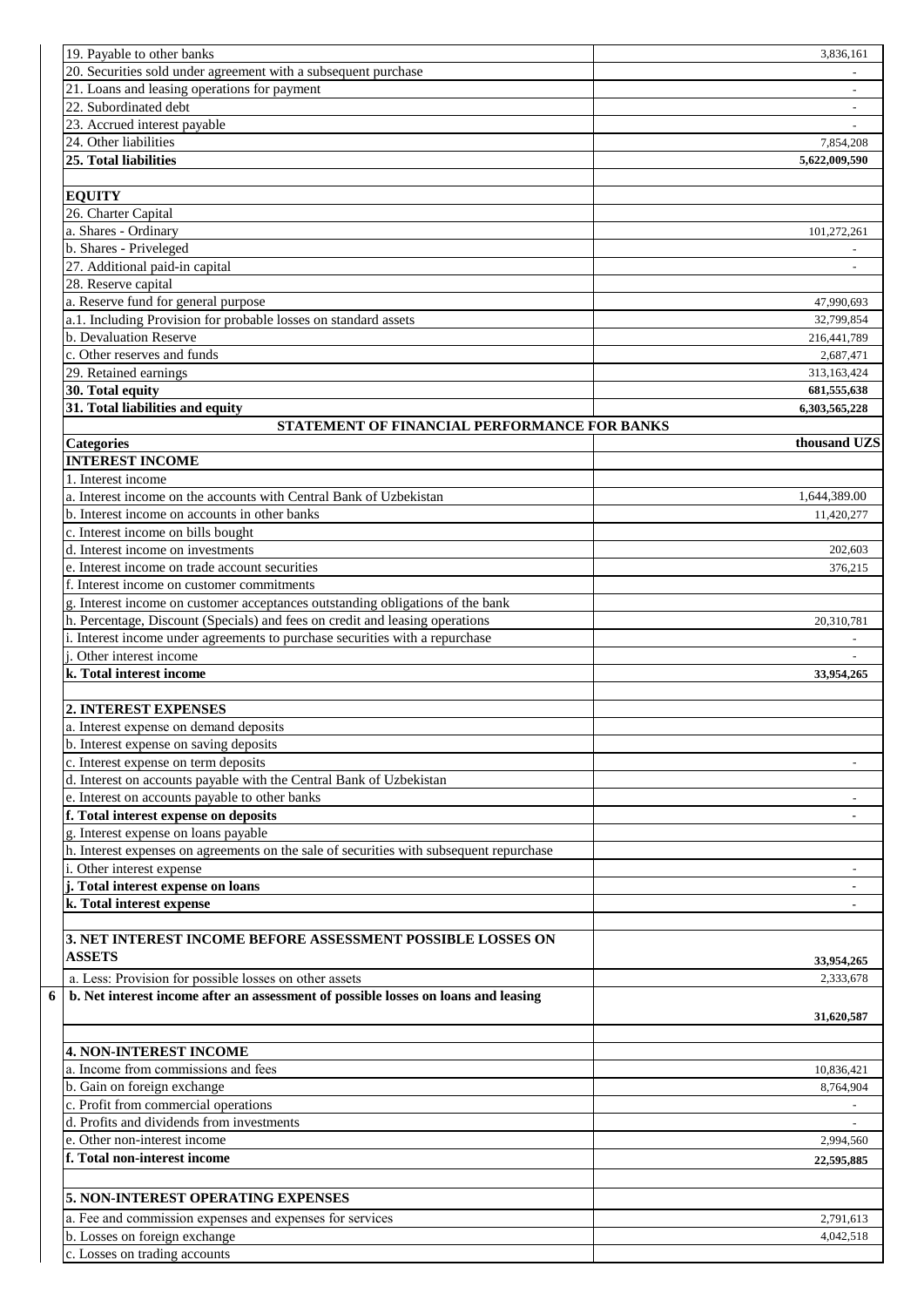| | |
|---|---|
| 19. Payable to other banks | 3,836,161 |
| 20. Securities sold under agreement with a subsequent purchase | - |
| 21. Loans and leasing operations for payment | - |
| 22. Subordinated debt | - |
| 23. Accrued interest payable | - |
| 24. Other liabilities | 7,854,208 |
| **25. Total liabilities** | **5,622,009,590** |
| | |
| **EQUITY** | |
| 26. Charter Capital | |
| a. Shares - Ordinary | 101,272,261 |
| b. Shares - Priveleged | - |
| 27. Additional paid-in capital | - |
| 28. Reserve capital | |
| a. Reserve fund for general purpose | 47,990,693 |
| a.1. Including Provision for probable losses on standard assets | 32,799,854 |
| b. Devaluation Reserve | 216,441,789 |
| c. Other reserves and funds | 2,687,471 |
| 29. Retained earnings | 313,163,424 |
| **30. Total equity** | **681,555,638** |
| **31. Total liabilities and equity** | **6,303,565,228** |

**STATEMENT OF FINANCIAL PERFORMANCE FOR BANKS**

| **Categories** | **thousand UZS** |
|---|---|
| **INTEREST INCOME** | |
| 1. Interest income | |
| a. Interest income on the accounts with Central Bank of Uzbekistan | 1,644,389.00 |
| b. Interest income on accounts in other banks | 11,420,277 |
| c. Interest income on bills bought | |
| d. Interest income on investments | 202,603 |
| e. Interest income on trade account securities | 376,215 |
| f. Interest income on customer commitments | |
| g. Interest income on customer acceptances outstanding obligations of the bank | |
| h. Percentage, Discount (Specials) and fees on credit and leasing operations | 20,310,781 |
| i. Interest income under agreements to purchase securities with a repurchase | - |
| j. Other interest income | - |
| **k. Total interest income** | **33,954,265** |
| | |
| **2. INTEREST EXPENSES** | |
| a. Interest expense on demand deposits | |
| b. Interest expense on saving deposits | |
| c. Interest expense on term deposits | - |
| d. Interest on accounts payable with the Central Bank of Uzbekistan | |
| e. Interest on accounts payable to other banks | - |
| **f. Total interest expense on deposits** | **-** |
| g. Interest expense on loans payable | |
| h. Interest expenses on agreements on the sale of securities with subsequent repurchase | |
| i. Other interest expense | - |
| **j. Total interest expense on loans** | **-** |
| **k. Total interest expense** | **-** |
| | |
| **3. NET INTEREST INCOME BEFORE ASSESSMENT POSSIBLE LOSSES ON ASSETS** | **33,954,265** |
| a. Less: Provision for possible losses on other assets | 2,333,678 |
| **b. Net interest income after an assessment of possible losses on loans and leasing** | **31,620,587** |
| | |
| **4. NON-INTEREST INCOME** | |
| a. Income from commissions and fees | 10,836,421 |
| b. Gain on foreign exchange | 8,764,904 |
| c. Profit from commercial operations | - |
| d. Profits and dividends from investments | - |
| e. Other non-interest income | 2,994,560 |
| **f. Total non-interest income** | **22,595,885** |
| | |
| **5. NON-INTEREST OPERATING EXPENSES** | |
| a. Fee and commission expenses and expenses for services | 2,791,613 |
| b. Losses on foreign exchange | 4,042,518 |
| c. Losses on trading accounts | |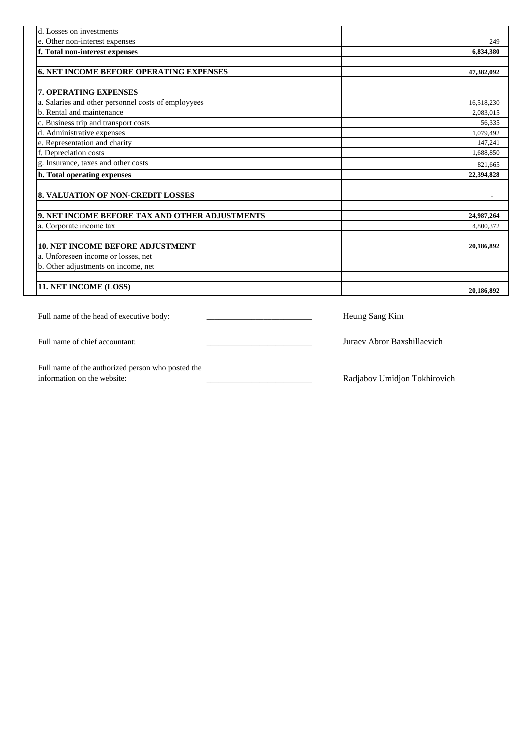| | |
|---|---|
| d. Losses on investments | |
| e. Other non-interest expenses | 249 |
| **f. Total non-interest expenses** | **6,834,380** |
| | |
| **6. NET INCOME BEFORE OPERATING EXPENSES** | **47,382,092** |
| | |
| **7. OPERATING EXPENSES** | |
| a. Salaries and other personnel costs of employyees | 16,518,230 |
| b. Rental and maintenance | 2,083,015 |
| c. Business trip and transport costs | 56,335 |
| d. Administrative expenses | 1,079,492 |
| e. Representation and charity | 147,241 |
| f. Depreciation costs | 1,688,850 |
| g. Insurance, taxes and other costs | 821,665 |
| **h. Total operating expenses** | **22,394,828** |
| | |
| **8. VALUATION OF NON-CREDIT LOSSES** | - |
| | |
| **9. NET INCOME BEFORE TAX AND OTHER ADJUSTMENTS** | **24,987,264** |
| a. Corporate income tax | 4,800,372 |
| | |
| **10. NET INCOME BEFORE ADJUSTMENT** | **20,186,892** |
| a. Unforeseen income or losses, net | |
| b. Other adjustments on income, net | |
| | |
| **11. NET INCOME (LOSS)** | **20,186,892** |

Full name of the head of executive body: _________________________ Heung Sang Kim

Full name of chief accountant: _________________________ Juraev Abror Baxshillaevich

Full name of the authorized person who posted the information on the website: _________________________ Radjabov Umidjon Tokhirovich